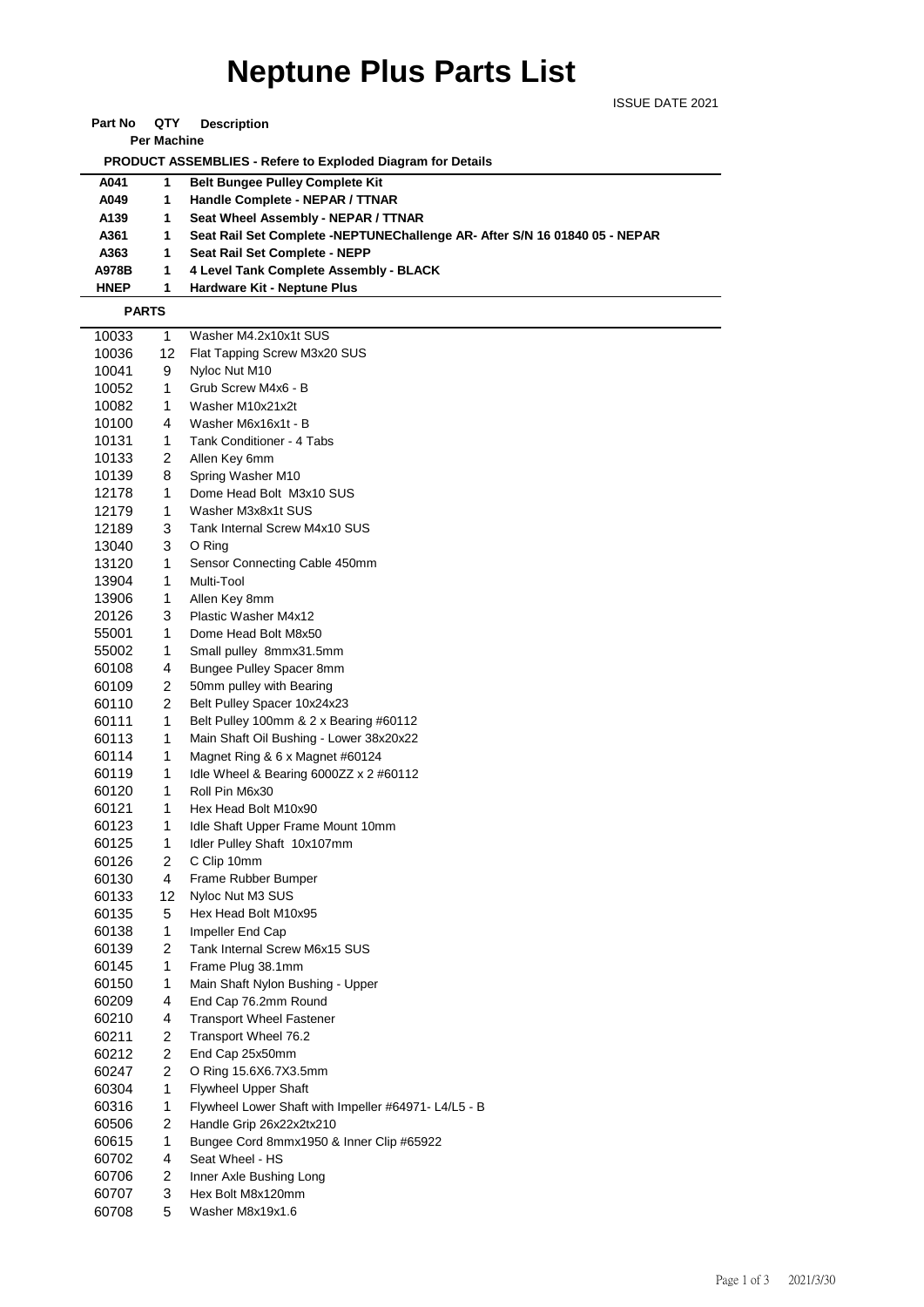# Neptune Plus Parts List

ISSUE DATE 2021

| Part No | QTY Per Machine | Description |
|---|---|---|
| **PRODUCT ASSEMBLIES - Refere to Exploded Diagram for Details** | | |
| **A041** | **1** | **Belt Bungee Pulley Complete Kit** |
| **A049** | **1** | **Handle Complete - NEPAR / TTNAR** |
| **A139** | **1** | **Seat Wheel Assembly - NEPAR / TTNAR** |
| **A361** | **1** | **Seat Rail Set Complete -NEPTUNEChallenge AR- After S/N 16 01840 05 - NEPAR** |
| **A363** | **1** | **Seat Rail Set Complete - NEPP** |
| **A978B** | **1** | **4 Level Tank Complete Assembly - BLACK** |
| **HNEP** | **1** | **Hardware Kit - Neptune Plus** |
| **PARTS** | | |
| 10033 | 1 | Washer M4.2x10x1t SUS |
| 10036 | 12 | Flat Tapping Screw M3x20 SUS |
| 10041 | 9 | Nyloc Nut M10 |
| 10052 | 1 | Grub Screw M4x6 - B |
| 10082 | 1 | Washer M10x21x2t |
| 10100 | 4 | Washer M6x16x1t - B |
| 10131 | 1 | Tank Conditioner - 4 Tabs |
| 10133 | 2 | Allen Key 6mm |
| 10139 | 8 | Spring Washer M10 |
| 12178 | 1 | Dome Head Bolt M3x10 SUS |
| 12179 | 1 | Washer M3x8x1t SUS |
| 12189 | 3 | Tank Internal Screw M4x10 SUS |
| 13040 | 3 | O Ring |
| 13120 | 1 | Sensor Connecting Cable 450mm |
| 13904 | 1 | Multi-Tool |
| 13906 | 1 | Allen Key 8mm |
| 20126 | 3 | Plastic Washer M4x12 |
| 55001 | 1 | Dome Head Bolt M8x50 |
| 55002 | 1 | Small pulley 8mmx31.5mm |
| 60108 | 4 | Bungee Pulley Spacer 8mm |
| 60109 | 2 | 50mm pulley with Bearing |
| 60110 | 2 | Belt Pulley Spacer 10x24x23 |
| 60111 | 1 | Belt Pulley 100mm & 2 x Bearing #60112 |
| 60113 | 1 | Main Shaft Oil Bushing - Lower 38x20x22 |
| 60114 | 1 | Magnet Ring & 6 x Magnet #60124 |
| 60119 | 1 | Idle Wheel & Bearing 6000ZZ x 2 #60112 |
| 60120 | 1 | Roll Pin M6x30 |
| 60121 | 1 | Hex Head Bolt M10x90 |
| 60123 | 1 | Idle Shaft Upper Frame Mount 10mm |
| 60125 | 1 | Idler Pulley Shaft 10x107mm |
| 60126 | 2 | C Clip 10mm |
| 60130 | 4 | Frame Rubber Bumper |
| 60133 | 12 | Nyloc Nut M3 SUS |
| 60135 | 5 | Hex Head Bolt M10x95 |
| 60138 | 1 | Impeller End Cap |
| 60139 | 2 | Tank Internal Screw M6x15 SUS |
| 60145 | 1 | Frame Plug 38.1mm |
| 60150 | 1 | Main Shaft Nylon Bushing - Upper |
| 60209 | 4 | End Cap 76.2mm Round |
| 60210 | 4 | Transport Wheel Fastener |
| 60211 | 2 | Transport Wheel 76.2 |
| 60212 | 2 | End Cap 25x50mm |
| 60247 | 2 | O Ring 15.6X6.7X3.5mm |
| 60304 | 1 | Flywheel Upper Shaft |
| 60316 | 1 | Flywheel Lower Shaft with Impeller #64971- L4/L5 - B |
| 60506 | 2 | Handle Grip 26x22x2tx210 |
| 60615 | 1 | Bungee Cord 8mmx1950 & Inner Clip #65922 |
| 60702 | 4 | Seat Wheel - HS |
| 60706 | 2 | Inner Axle Bushing Long |
| 60707 | 3 | Hex Bolt M8x120mm |
| 60708 | 5 | Washer M8x19x1.6 |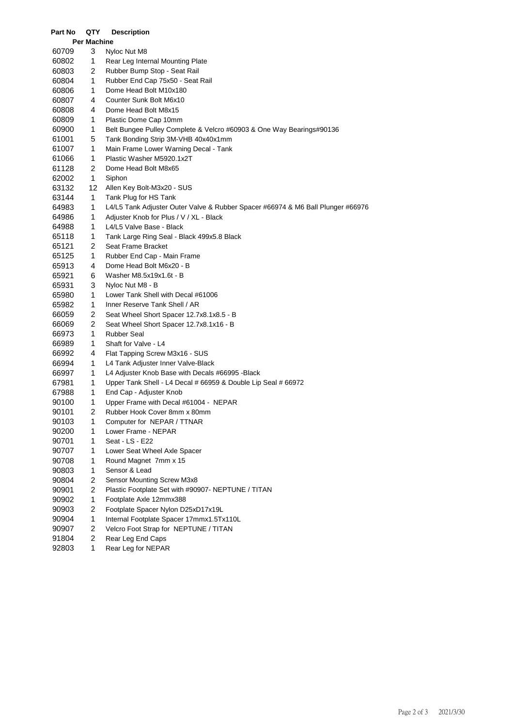| Part No | QTY Per Machine | Description |
|---|---|---|
| 60709 | 3 | Nyloc Nut M8 |
| 60802 | 1 | Rear Leg Internal Mounting Plate |
| 60803 | 2 | Rubber Bump Stop - Seat Rail |
| 60804 | 1 | Rubber End Cap 75x50 - Seat Rail |
| 60806 | 1 | Dome Head Bolt M10x180 |
| 60807 | 4 | Counter Sunk Bolt M6x10 |
| 60808 | 4 | Dome Head Bolt M8x15 |
| 60809 | 1 | Plastic Dome Cap 10mm |
| 60900 | 1 | Belt Bungee Pulley Complete & Velcro #60903 & One Way Bearings#90136 |
| 61001 | 5 | Tank Bonding Strip 3M-VHB 40x40x1mm |
| 61007 | 1 | Main Frame Lower Warning Decal - Tank |
| 61066 | 1 | Plastic Washer M5920.1x2T |
| 61128 | 2 | Dome Head Bolt M8x65 |
| 62002 | 1 | Siphon |
| 63132 | 12 | Allen Key Bolt-M3x20 - SUS |
| 63144 | 1 | Tank Plug for HS Tank |
| 64983 | 1 | L4/L5 Tank Adjuster Outer Valve & Rubber Spacer #66974 & M6 Ball Plunger #66976 |
| 64986 | 1 | Adjuster Knob for Plus / V / XL - Black |
| 64988 | 1 | L4/L5 Valve Base - Black |
| 65118 | 1 | Tank Large Ring Seal - Black 499x5.8 Black |
| 65121 | 2 | Seat Frame Bracket |
| 65125 | 1 | Rubber End Cap - Main Frame |
| 65913 | 4 | Dome Head Bolt M6x20 - B |
| 65921 | 6 | Washer M8.5x19x1.6t - B |
| 65931 | 3 | Nyloc Nut M8 - B |
| 65980 | 1 | Lower Tank Shell with Decal #61006 |
| 65982 | 1 | Inner Reserve Tank Shell / AR |
| 66059 | 2 | Seat Wheel Short Spacer 12.7x8.1x8.5 - B |
| 66069 | 2 | Seat Wheel Short Spacer 12.7x8.1x16 - B |
| 66973 | 1 | Rubber Seal |
| 66989 | 1 | Shaft for Valve - L4 |
| 66992 | 4 | Flat Tapping Screw M3x16 - SUS |
| 66994 | 1 | L4 Tank Adjuster Inner Valve-Black |
| 66997 | 1 | L4 Adjuster Knob Base with Decals #66995 -Black |
| 67981 | 1 | Upper Tank Shell - L4 Decal # 66959 & Double Lip Seal # 66972 |
| 67988 | 1 | End Cap - Adjuster Knob |
| 90100 | 1 | Upper Frame with Decal #61004 - NEPAR |
| 90101 | 2 | Rubber Hook Cover 8mm x 80mm |
| 90103 | 1 | Computer for NEPAR / TTNAR |
| 90200 | 1 | Lower Frame - NEPAR |
| 90701 | 1 | Seat - LS - E22 |
| 90707 | 1 | Lower Seat Wheel Axle Spacer |
| 90708 | 1 | Round Magnet 7mm x 15 |
| 90803 | 1 | Sensor & Lead |
| 90804 | 2 | Sensor Mounting Screw M3x8 |
| 90901 | 2 | Plastic Footplate Set with #90907- NEPTUNE / TITAN |
| 90902 | 1 | Footplate Axle 12mmx388 |
| 90903 | 2 | Footplate Spacer Nylon D25xD17x19L |
| 90904 | 1 | Internal Footplate Spacer 17mmx1.5Tx110L |
| 90907 | 2 | Velcro Foot Strap for NEPTUNE / TITAN |
| 91804 | 2 | Rear Leg End Caps |
| 92803 | 1 | Rear Leg for NEPAR |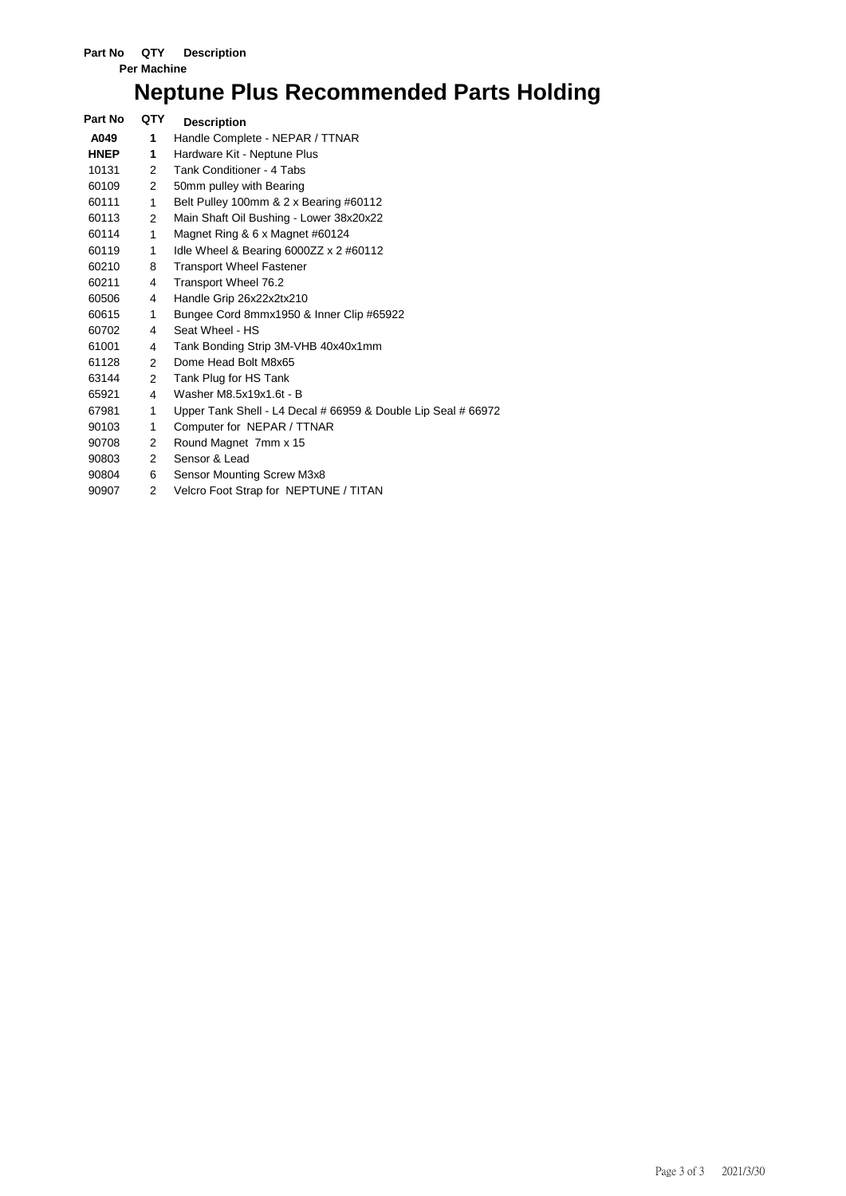**Part No QTY Description**
**Per Machine**

# Neptune Plus Recommended Parts Holding

| Part No | QTY | Description |
|---|---|---|
| **A049** | **1** | Handle Complete - NEPAR / TTNAR |
| **HNEP** | **1** | Hardware Kit - Neptune Plus |
| 10131 | 2 | Tank Conditioner - 4 Tabs |
| 60109 | 2 | 50mm pulley with Bearing |
| 60111 | 1 | Belt Pulley 100mm & 2 x Bearing #60112 |
| 60113 | 2 | Main Shaft Oil Bushing - Lower 38x20x22 |
| 60114 | 1 | Magnet Ring & 6 x Magnet #60124 |
| 60119 | 1 | Idle Wheel & Bearing 6000ZZ x 2 #60112 |
| 60210 | 8 | Transport Wheel Fastener |
| 60211 | 4 | Transport Wheel 76.2 |
| 60506 | 4 | Handle Grip 26x22x2tx210 |
| 60615 | 1 | Bungee Cord 8mmx1950 & Inner Clip #65922 |
| 60702 | 4 | Seat Wheel - HS |
| 61001 | 4 | Tank Bonding Strip 3M-VHB 40x40x1mm |
| 61128 | 2 | Dome Head Bolt M8x65 |
| 63144 | 2 | Tank Plug for HS Tank |
| 65921 | 4 | Washer M8.5x19x1.6t - B |
| 67981 | 1 | Upper Tank Shell - L4 Decal # 66959 & Double Lip Seal # 66972 |
| 90103 | 1 | Computer for NEPAR / TTNAR |
| 90708 | 2 | Round Magnet 7mm x 15 |
| 90803 | 2 | Sensor & Lead |
| 90804 | 6 | Sensor Mounting Screw M3x8 |
| 90907 | 2 | Velcro Foot Strap for NEPTUNE / TITAN |